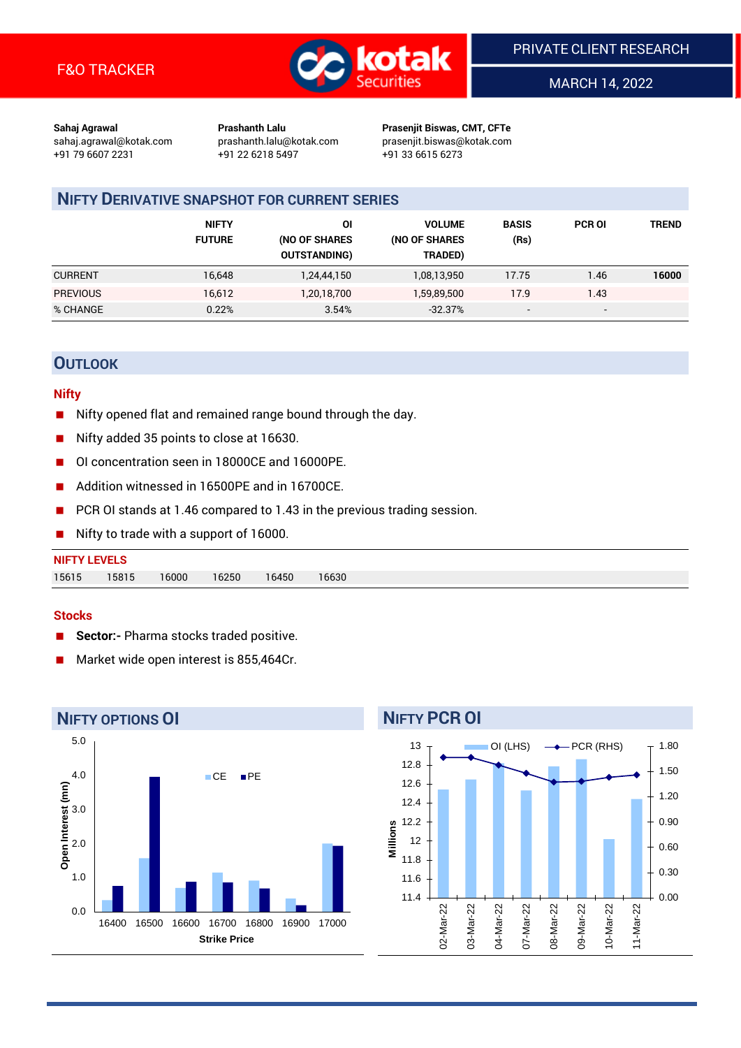F&O TRACKER

PRIVATE CLIENT RESEARCH

MARCH 14, 2022

**Sahaj Agrawal**
sahaj.agrawal@kotak.com
+91 79 6607 2231

**Prashanth Lalu**
prashanth.lalu@kotak.com
+91 22 6218 5497

**Prasenjit Biswas, CMT, CFTe**
prasenjit.biswas@kotak.com
+91 33 6615 6273

## NIFTY DERIVATIVE SNAPSHOT FOR CURRENT SERIES

| | NIFTY FUTURE | OI (NO OF SHARES OUTSTANDING) | VOLUME (NO OF SHARES TRADED) | BASIS (Rs) | PCR OI | TREND |
|---|---|---|---|---|---|---|
| CURRENT | 16,648 | 1,24,44,150 | 1,08,13,950 | 17.75 | 1.46 | **16000** |
| PREVIOUS | 16,612 | 1,20,18,700 | 1,59,89,500 | 17.9 | 1.43 | |
| % CHANGE | 0.22% | 3.54% | -32.37% | - | - | |

## OUTLOOK

### Nifty

- Nifty opened flat and remained range bound through the day.
- Nifty added 35 points to close at 16630.
- OI concentration seen in 18000CE and 16000PE.
- Addition witnessed in 16500PE and in 16700CE.
- PCR OI stands at 1.46 compared to 1.43 in the previous trading session.
- Nifty to trade with a support of 16000.

**NIFTY LEVELS**

| 15615 | 15815 | 16000 | 16250 | 16450 | 16630 |
|---|---|---|---|---|---|

### Stocks

- **Sector:-** Pharma stocks traded positive.
- Market wide open interest is 855,464Cr.

## NIFTY OPTIONS OI

## NIFTY PCR OI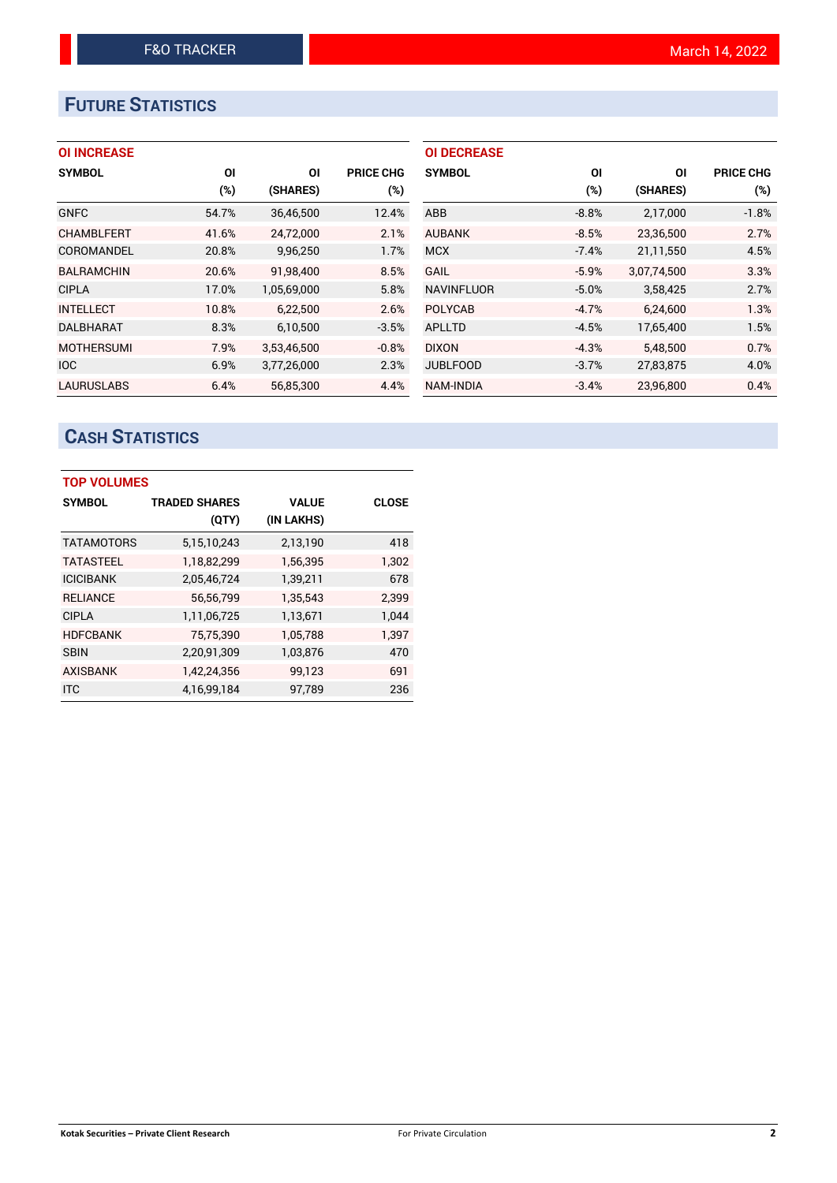## FUTURE STATISTICS

### OI INCREASE

| SYMBOL | OI (%) | OI (SHARES) | PRICE CHG (%) |
|---|---|---|---|
| GNFC | 54.7% | 36,46,500 | 12.4% |
| CHAMBLFERT | 41.6% | 24,72,000 | 2.1% |
| COROMANDEL | 20.8% | 9,96,250 | 1.7% |
| BALRAMCHIN | 20.6% | 91,98,400 | 8.5% |
| CIPLA | 17.0% | 1,05,69,000 | 5.8% |
| INTELLECT | 10.8% | 6,22,500 | 2.6% |
| DALBHARAT | 8.3% | 6,10,500 | -3.5% |
| MOTHERSUMI | 7.9% | 3,53,46,500 | -0.8% |
| IOC | 6.9% | 3,77,26,000 | 2.3% |
| LAURUSLABS | 6.4% | 56,85,300 | 4.4% |

### OI DECREASE

| SYMBOL | OI (%) | OI (SHARES) | PRICE CHG (%) |
|---|---|---|---|
| ABB | -8.8% | 2,17,000 | -1.8% |
| AUBANK | -8.5% | 23,36,500 | 2.7% |
| MCX | -7.4% | 21,11,550 | 4.5% |
| GAIL | -5.9% | 3,07,74,500 | 3.3% |
| NAVINFLUOR | -5.0% | 3,58,425 | 2.7% |
| POLYCAB | -4.7% | 6,24,600 | 1.3% |
| APLLTD | -4.5% | 17,65,400 | 1.5% |
| DIXON | -4.3% | 5,48,500 | 0.7% |
| JUBLFOOD | -3.7% | 27,83,875 | 4.0% |
| NAM-INDIA | -3.4% | 23,96,800 | 0.4% |

## CASH STATISTICS

### TOP VOLUMES

| SYMBOL | TRADED SHARES (QTY) | VALUE (IN LAKHS) | CLOSE |
|---|---|---|---|
| TATAMOTORS | 5,15,10,243 | 2,13,190 | 418 |
| TATASTEEL | 1,18,82,299 | 1,56,395 | 1,302 |
| ICICIBANK | 2,05,46,724 | 1,39,211 | 678 |
| RELIANCE | 56,56,799 | 1,35,543 | 2,399 |
| CIPLA | 1,11,06,725 | 1,13,671 | 1,044 |
| HDFCBANK | 75,75,390 | 1,05,788 | 1,397 |
| SBIN | 2,20,91,309 | 1,03,876 | 470 |
| AXISBANK | 1,42,24,356 | 99,123 | 691 |
| ITC | 4,16,99,184 | 97,789 | 236 |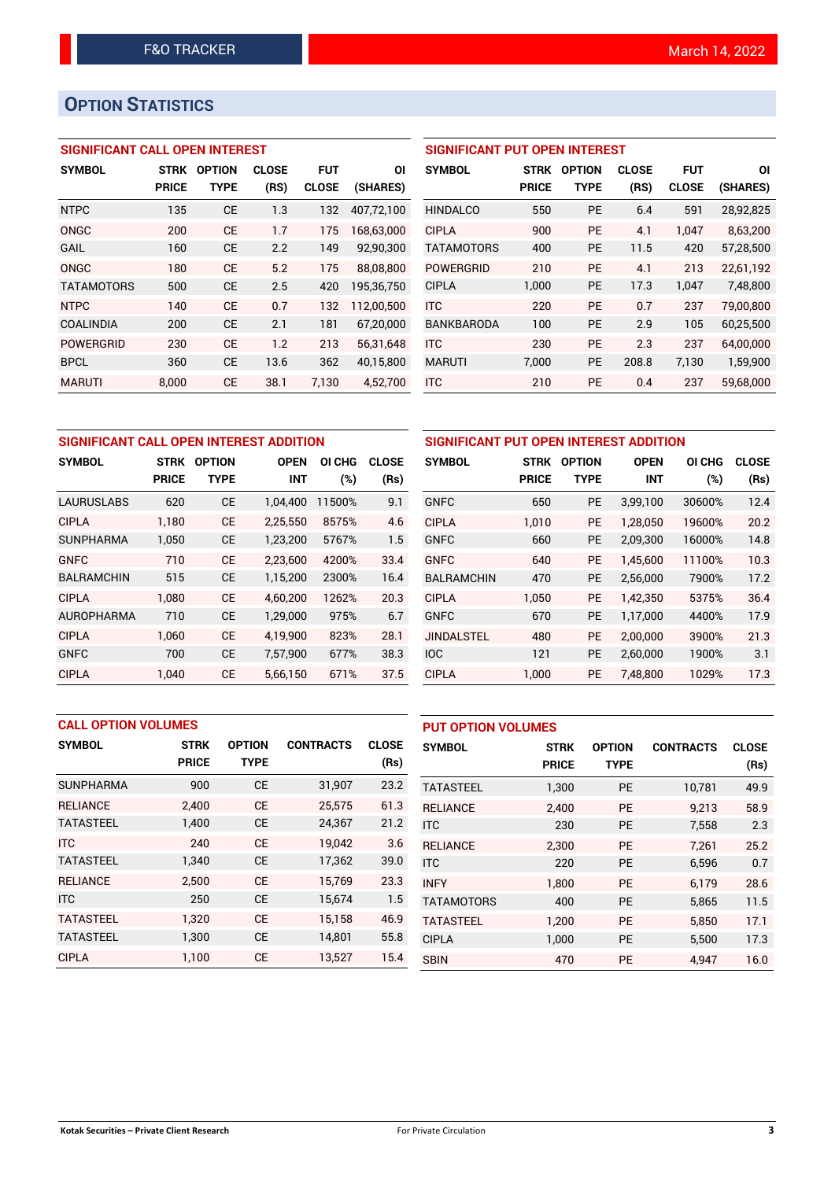# OPTION STATISTICS

## SIGNIFICANT CALL OPEN INTEREST

| SYMBOL | STRK PRICE | OPTION TYPE | CLOSE (RS) | FUT CLOSE | OI (SHARES) |
|---|---|---|---|---|---|
| NTPC | 135 | CE | 1.3 | 132 | 407,72,100 |
| ONGC | 200 | CE | 1.7 | 175 | 168,63,000 |
| GAIL | 160 | CE | 2.2 | 149 | 92,90,300 |
| ONGC | 180 | CE | 5.2 | 175 | 88,08,800 |
| TATAMOTORS | 500 | CE | 2.5 | 420 | 195,36,750 |
| NTPC | 140 | CE | 0.7 | 132 | 112,00,500 |
| COALINDIA | 200 | CE | 2.1 | 181 | 67,20,000 |
| POWERGRID | 230 | CE | 1.2 | 213 | 56,31,648 |
| BPCL | 360 | CE | 13.6 | 362 | 40,15,800 |
| MARUTI | 8,000 | CE | 38.1 | 7,130 | 4,52,700 |

## SIGNIFICANT PUT OPEN INTEREST

| SYMBOL | STRK PRICE | OPTION TYPE | CLOSE (RS) | FUT CLOSE | OI (SHARES) |
|---|---|---|---|---|---|
| HINDALCO | 550 | PE | 6.4 | 591 | 28,92,825 |
| CIPLA | 900 | PE | 4.1 | 1,047 | 8,63,200 |
| TATAMOTORS | 400 | PE | 11.5 | 420 | 57,28,500 |
| POWERGRID | 210 | PE | 4.1 | 213 | 22,61,192 |
| CIPLA | 1,000 | PE | 17.3 | 1,047 | 7,48,800 |
| ITC | 220 | PE | 0.7 | 237 | 79,00,800 |
| BANKBARODA | 100 | PE | 2.9 | 105 | 60,25,500 |
| ITC | 230 | PE | 2.3 | 237 | 64,00,000 |
| MARUTI | 7,000 | PE | 208.8 | 7,130 | 1,59,900 |
| ITC | 210 | PE | 0.4 | 237 | 59,68,000 |

## SIGNIFICANT CALL OPEN INTEREST ADDITION

| SYMBOL | STRK PRICE | OPTION TYPE | OPEN INT | OI CHG (%) | CLOSE (Rs) |
|---|---|---|---|---|---|
| LAURUSLABS | 620 | CE | 1,04,400 | 11500% | 9.1 |
| CIPLA | 1,180 | CE | 2,25,550 | 8575% | 4.6 |
| SUNPHARMA | 1,050 | CE | 1,23,200 | 5767% | 1.5 |
| GNFC | 710 | CE | 2,23,600 | 4200% | 33.4 |
| BALRAMCHIN | 515 | CE | 1,15,200 | 2300% | 16.4 |
| CIPLA | 1,080 | CE | 4,60,200 | 1262% | 20.3 |
| AUROPHARMA | 710 | CE | 1,29,000 | 975% | 6.7 |
| CIPLA | 1,060 | CE | 4,19,900 | 823% | 28.1 |
| GNFC | 700 | CE | 7,57,900 | 677% | 38.3 |
| CIPLA | 1,040 | CE | 5,66,150 | 671% | 37.5 |

## SIGNIFICANT PUT OPEN INTEREST ADDITION

| SYMBOL | STRK PRICE | OPTION TYPE | OPEN INT | OI CHG (%) | CLOSE (Rs) |
|---|---|---|---|---|---|
| GNFC | 650 | PE | 3,99,100 | 30600% | 12.4 |
| CIPLA | 1,010 | PE | 1,28,050 | 19600% | 20.2 |
| GNFC | 660 | PE | 2,09,300 | 16000% | 14.8 |
| GNFC | 640 | PE | 1,45,600 | 11100% | 10.3 |
| BALRAMCHIN | 470 | PE | 2,56,000 | 7900% | 17.2 |
| CIPLA | 1,050 | PE | 1,42,350 | 5375% | 36.4 |
| GNFC | 670 | PE | 1,17,000 | 4400% | 17.9 |
| JINDALSTEL | 480 | PE | 2,00,000 | 3900% | 21.3 |
| IOC | 121 | PE | 2,60,000 | 1900% | 3.1 |
| CIPLA | 1,000 | PE | 7,48,800 | 1029% | 17.3 |

## CALL OPTION VOLUMES

| SYMBOL | STRK PRICE | OPTION TYPE | CONTRACTS | CLOSE (Rs) |
|---|---|---|---|---|
| SUNPHARMA | 900 | CE | 31,907 | 23.2 |
| RELIANCE | 2,400 | CE | 25,575 | 61.3 |
| TATASTEEL | 1,400 | CE | 24,367 | 21.2 |
| ITC | 240 | CE | 19,042 | 3.6 |
| TATASTEEL | 1,340 | CE | 17,362 | 39.0 |
| RELIANCE | 2,500 | CE | 15,769 | 23.3 |
| ITC | 250 | CE | 15,674 | 1.5 |
| TATASTEEL | 1,320 | CE | 15,158 | 46.9 |
| TATASTEEL | 1,300 | CE | 14,801 | 55.8 |
| CIPLA | 1,100 | CE | 13,527 | 15.4 |

## PUT OPTION VOLUMES

| SYMBOL | STRK PRICE | OPTION TYPE | CONTRACTS | CLOSE (Rs) |
|---|---|---|---|---|
| TATASTEEL | 1,300 | PE | 10,781 | 49.9 |
| RELIANCE | 2,400 | PE | 9,213 | 58.9 |
| ITC | 230 | PE | 7,558 | 2.3 |
| RELIANCE | 2,300 | PE | 7,261 | 25.2 |
| ITC | 220 | PE | 6,596 | 0.7 |
| INFY | 1,800 | PE | 6,179 | 28.6 |
| TATAMOTORS | 400 | PE | 5,865 | 11.5 |
| TATASTEEL | 1,200 | PE | 5,850 | 17.1 |
| CIPLA | 1,000 | PE | 5,500 | 17.3 |
| SBIN | 470 | PE | 4,947 | 16.0 |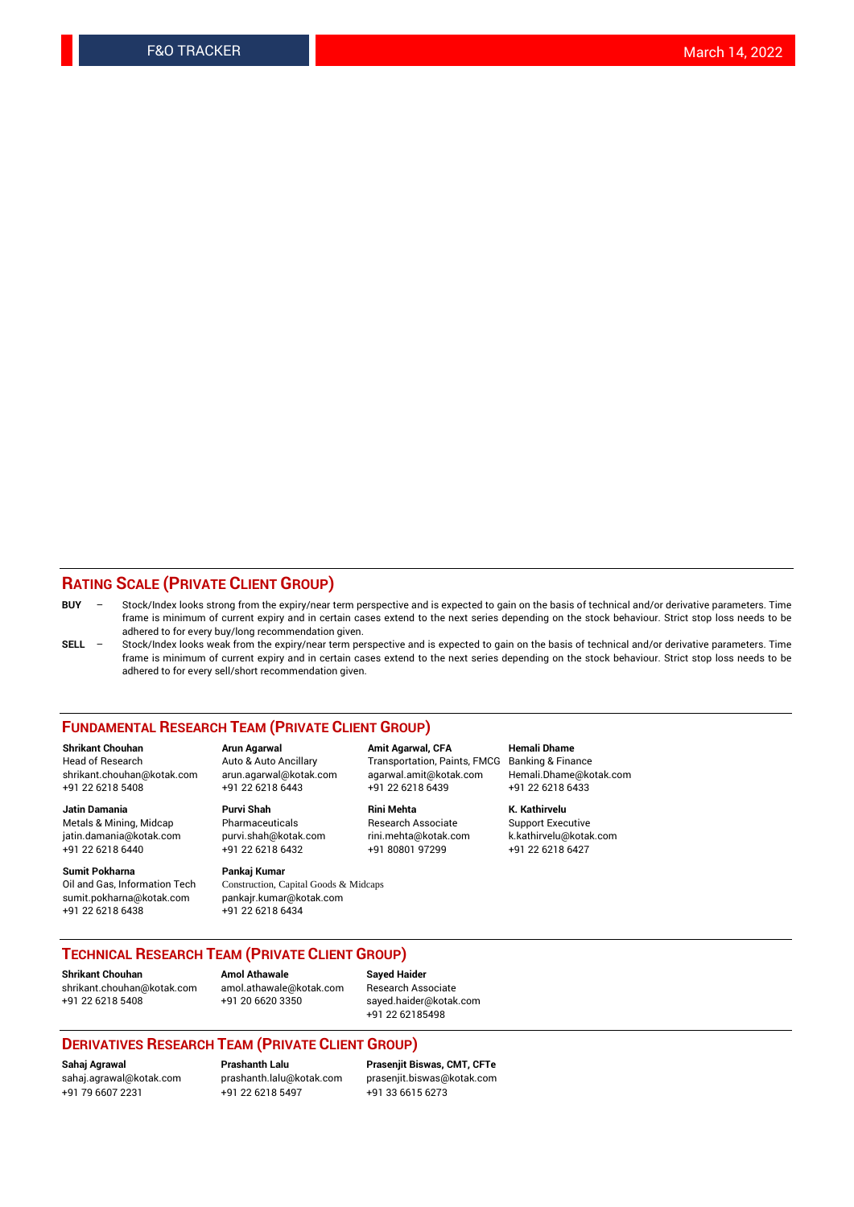## RATING SCALE (PRIVATE CLIENT GROUP)

**BUY** – Stock/Index looks strong from the expiry/near term perspective and is expected to gain on the basis of technical and/or derivative parameters. Time frame is minimum of current expiry and in certain cases extend to the next series depending on the stock behaviour. Strict stop loss needs to be adhered to for every buy/long recommendation given.

**SELL** – Stock/Index looks weak from the expiry/near term perspective and is expected to gain on the basis of technical and/or derivative parameters. Time frame is minimum of current expiry and in certain cases extend to the next series depending on the stock behaviour. Strict stop loss needs to be adhered to for every sell/short recommendation given.

## FUNDAMENTAL RESEARCH TEAM (PRIVATE CLIENT GROUP)

**Shrikant Chouhan**
Head of Research
shrikant.chouhan@kotak.com
+91 22 6218 5408

**Arun Agarwal**
Auto & Auto Ancillary
arun.agarwal@kotak.com
+91 22 6218 6443

**Amit Agarwal, CFA**
Transportation, Paints, FMCG
agarwal.amit@kotak.com
+91 22 6218 6439

**Hemali Dhame**
Banking & Finance
Hemali.Dhame@kotak.com
+91 22 6218 6433

**Jatin Damania**
Metals & Mining, Midcap
jatin.damania@kotak.com
+91 22 6218 6440

**Purvi Shah**
Pharmaceuticals
purvi.shah@kotak.com
+91 22 6218 6432

**Rini Mehta**
Research Associate
rini.mehta@kotak.com
+91 80801 97299

**K. Kathirvelu**
Support Executive
k.kathirvelu@kotak.com
+91 22 6218 6427

**Sumit Pokharna**
Oil and Gas, Information Tech
sumit.pokharna@kotak.com
+91 22 6218 6438

**Pankaj Kumar**
Construction, Capital Goods & Midcaps
pankajr.kumar@kotak.com
+91 22 6218 6434

## TECHNICAL RESEARCH TEAM (PRIVATE CLIENT GROUP)

**Shrikant Chouhan**
shrikant.chouhan@kotak.com
+91 22 6218 5408

**Amol Athawale**
amol.athawale@kotak.com
+91 20 6620 3350

**Sayed Haider**
Research Associate
sayed.haider@kotak.com
+91 22 62185498

## DERIVATIVES RESEARCH TEAM (PRIVATE CLIENT GROUP)

**Sahaj Agrawal**
sahaj.agrawal@kotak.com
+91 79 6607 2231

**Prashanth Lalu**
prashanth.lalu@kotak.com
+91 22 6218 5497

**Prasenjit Biswas, CMT, CFTe**
prasenjit.biswas@kotak.com
+91 33 6615 6273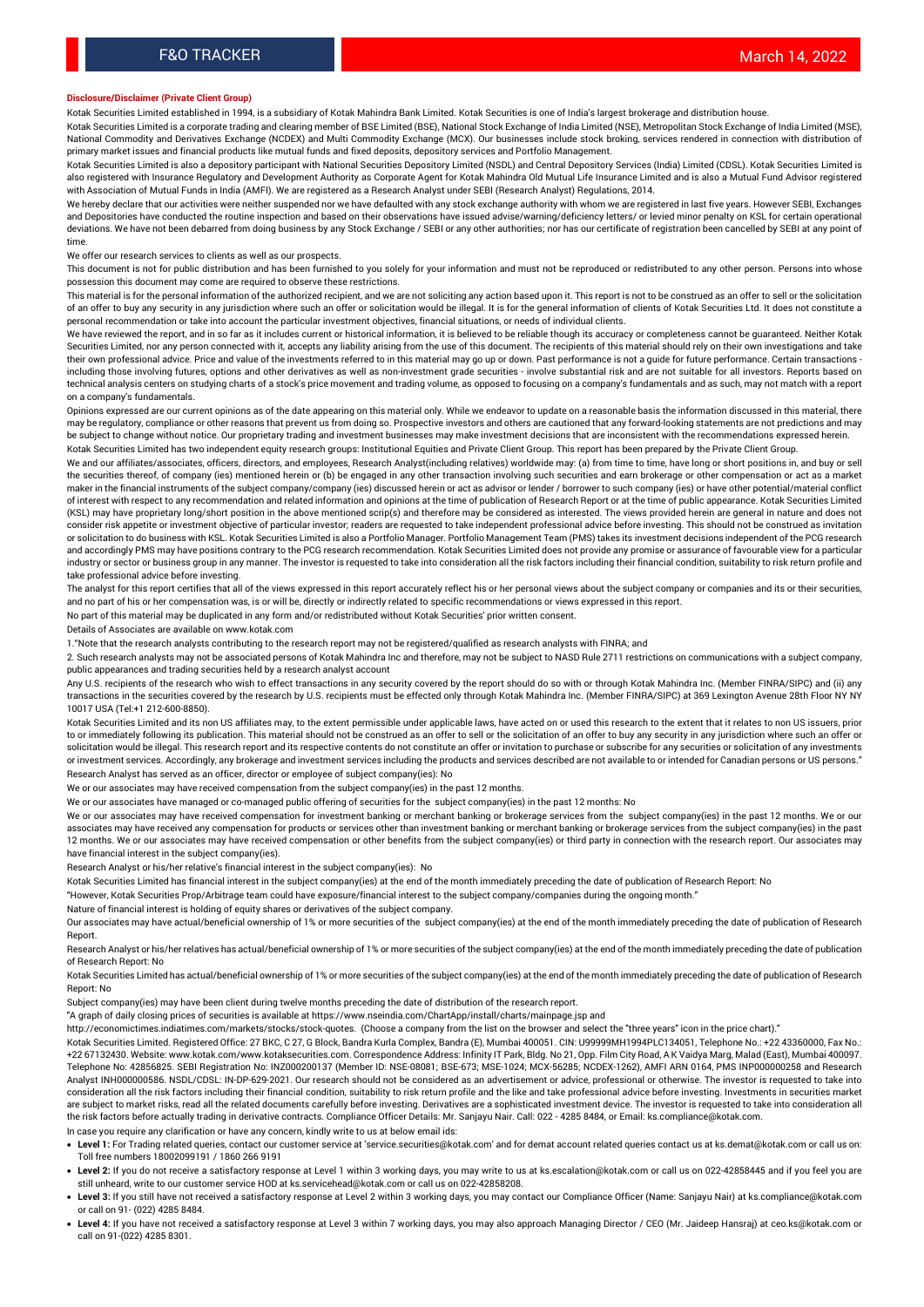**Disclosure/Disclaimer (Private Client Group)**

Kotak Securities Limited established in 1994, is a subsidiary of Kotak Mahindra Bank Limited. Kotak Securities is one of India's largest brokerage and distribution house.

Kotak Securities Limited is a corporate trading and clearing member of BSE Limited (BSE), National Stock Exchange of India Limited (NSE), Metropolitan Stock Exchange of India Limited (MSE), National Commodity and Derivatives Exchange (NCDEX) and Multi Commodity Exchange (MCX). Our businesses include stock broking, services rendered in connection with distribution of primary market issues and financial products like mutual funds and fixed deposits, depository services and Portfolio Management.

Kotak Securities Limited is also a depository participant with National Securities Depository Limited (NSDL) and Central Depository Services (India) Limited (CDSL). Kotak Securities Limited is also registered with Insurance Regulatory and Development Authority as Corporate Agent for Kotak Mahindra Old Mutual Life Insurance Limited and is also a Mutual Fund Advisor registered with Association of Mutual Funds in India (AMFI). We are registered as a Research Analyst under SEBI (Research Analyst) Regulations, 2014.

We hereby declare that our activities were neither suspended nor we have defaulted with any stock exchange authority with whom we are registered in last five years. However SEBI, Exchanges and Depositories have conducted the routine inspection and based on their observations have issued advise/warning/deficiency letters/ or levied minor penalty on KSL for certain operational deviations. We have not been debarred from doing business by any Stock Exchange / SEBI or any other authorities; nor has our certificate of registration been cancelled by SEBI at any point of time.

We offer our research services to clients as well as our prospects.

This document is not for public distribution and has been furnished to you solely for your information and must not be reproduced or redistributed to any other person. Persons into whose possession this document may come are required to observe these restrictions.

This material is for the personal information of the authorized recipient, and we are not soliciting any action based upon it. This report is not to be construed as an offer to sell or the solicitation of an offer to buy any security in any jurisdiction where such an offer or solicitation would be illegal. It is for the general information of clients of Kotak Securities Ltd. It does not constitute a personal recommendation or take into account the particular investment objectives, financial situations, or needs of individual clients.

We have reviewed the report, and in so far as it includes current or historical information, it is believed to be reliable though its accuracy or completeness cannot be guaranteed. Neither Kotak Securities Limited, nor any person connected with it, accepts any liability arising from the use of this document. The recipients of this material should rely on their own investigations and take their own professional advice. Price and value of the investments referred to in this material may go up or down. Past performance is not a guide for future performance. Certain transactions - including those involving futures, options and other derivatives as well as non-investment grade securities - involve substantial risk and are not suitable for all investors. Reports based on technical analysis centers on studying charts of a stock's price movement and trading volume, as opposed to focusing on a company's fundamentals and as such, may not match with a report on a company's fundamentals.

Opinions expressed are our current opinions as of the date appearing on this material only. While we endeavor to update on a reasonable basis the information discussed in this material, there may be regulatory, compliance or other reasons that prevent us from doing so. Prospective investors and others are cautioned that any forward-looking statements are not predictions and may be subject to change without notice. Our proprietary trading and investment businesses may make investment decisions that are inconsistent with the recommendations expressed herein.

Kotak Securities Limited has two independent equity research groups: Institutional Equities and Private Client Group. This report has been prepared by the Private Client Group.

We and our affiliates/associates, officers, directors, and employees, Research Analyst(including relatives) worldwide may: (a) from time to time, have long or short positions in, and buy or sell the securities thereof, of company (ies) mentioned herein or (b) be engaged in any other transaction involving such securities and earn brokerage or other compensation or act as a market maker in the financial instruments of the subject company/company (ies) discussed herein or act as advisor or lender / borrower to such company (ies) or have other potential/material conflict of interest with respect to any recommendation and related information and opinions at the time of publication of Research Report or at the time of public appearance. Kotak Securities Limited (KSL) may have proprietary long/short position in the above mentioned scrip(s) and therefore may be considered as interested. The views provided herein are general in nature and does not consider risk appetite or investment objective of particular investor; readers are requested to take independent professional advice before investing. This should not be construed as invitation or solicitation to do business with KSL. Kotak Securities Limited is also a Portfolio Manager. Portfolio Management Team (PMS) takes its investment decisions independent of the PCG research and accordingly PMS may have positions contrary to the PCG research recommendation. Kotak Securities Limited does not provide any promise or assurance of favourable view for a particular industry or sector or business group in any manner. The investor is requested to take into consideration all the risk factors including their financial condition, suitability to risk return profile and take professional advice before investing.

The analyst for this report certifies that all of the views expressed in this report accurately reflect his or her personal views about the subject company or companies and its or their securities, and no part of his or her compensation was, is or will be, directly or indirectly related to specific recommendations or views expressed in this report.

No part of this material may be duplicated in any form and/or redistributed without Kotak Securities' prior written consent.

Details of Associates are available on www.kotak.com

1."Note that the research analysts contributing to the research report may not be registered/qualified as research analysts with FINRA; and

2. Such research analysts may not be associated persons of Kotak Mahindra Inc and therefore, may not be subject to NASD Rule 2711 restrictions on communications with a subject company, public appearances and trading securities held by a research analyst account

Any U.S. recipients of the research who wish to effect transactions in any security covered by the report should do so with or through Kotak Mahindra Inc. (Member FINRA/SIPC) and (ii) any transactions in the securities covered by the research by U.S. recipients must be effected only through Kotak Mahindra Inc. (Member FINRA/SIPC) at 369 Lexington Avenue 28th Floor NY NY 10017 USA (Tel:+1 212-600-8850).

Kotak Securities Limited and its non US affiliates may, to the extent permissible under applicable laws, have acted on or used this research to the extent that it relates to non US issuers, prior to or immediately following its publication. This material should not be construed as an offer to sell or the solicitation of an offer to buy any security in any jurisdiction where such an offer or solicitation would be illegal. This research report and its respective contents do not constitute an offer or invitation to purchase or subscribe for any securities or solicitation of any investments or investment services. Accordingly, any brokerage and investment services including the products and services described are not available to or intended for Canadian persons or US persons."

Research Analyst has served as an officer, director or employee of subject company(ies): No

We or our associates may have received compensation from the subject company(ies) in the past 12 months.

We or our associates have managed or co-managed public offering of securities for the subject company(ies) in the past 12 months: No

We or our associates may have received compensation for investment banking or merchant banking or brokerage services from the subject company(ies) in the past 12 months. We or our associates may have received any compensation for products or services other than investment banking or merchant banking or brokerage services from the subject company(ies) in the past 12 months. We or our associates may have received compensation or other benefits from the subject company(ies) or third party in connection with the research report. Our associates may have financial interest in the subject company(ies).

Research Analyst or his/her relative's financial interest in the subject company(ies): No

Kotak Securities Limited has financial interest in the subject company(ies) at the end of the month immediately preceding the date of publication of Research Report: No

"However, Kotak Securities Prop/Arbitrage team could have exposure/financial interest to the subject company/companies during the ongoing month."

Nature of financial interest is holding of equity shares or derivatives of the subject company.

Our associates may have actual/beneficial ownership of 1% or more securities of the subject company(ies) at the end of the month immediately preceding the date of publication of Research Report.

Research Analyst or his/her relatives has actual/beneficial ownership of 1% or more securities of the subject company(ies) at the end of the month immediately preceding the date of publication of Research Report: No

Kotak Securities Limited has actual/beneficial ownership of 1% or more securities of the subject company(ies) at the end of the month immediately preceding the date of publication of Research Report: No

Subject company(ies) may have been client during twelve months preceding the date of distribution of the research report.

"A graph of daily closing prices of securities is available at https://www.nseindia.com/ChartApp/install/charts/mainpage.jsp and

http://economictimes.indiatimes.com/markets/stocks/stock-quotes. (Choose a company from the list on the browser and select the "three years" icon in the price chart)."

Kotak Securities Limited. Registered Office: 27 BKC, C 27, G Block, Bandra Kurla Complex, Bandra (E), Mumbai 400051. CIN: U99999MH1994PLC134051, Telephone No.: +22 43360000, Fax No.: +22 67132430. Website: www.kotak.com/www.kotaksecurities.com. Correspondence Address: Infinity IT Park, Bldg. No 21, Opp. Film City Road, A K Vaidya Marg, Malad (East), Mumbai 400097. Telephone No: 42856825. SEBI Registration No: INZ000200137 (Member ID: NSE-08081; BSE-673; MSE-1024; MCX-56285; NCDEX-1262), AMFI ARN 0164, PMS INP000000258 and Research Analyst INH000000586. NSDL/CDSL: IN-DP-629-2021. Our research should not be considered as an advertisement or advice, professional or otherwise. The investor is requested to take into consideration all the risk factors including their financial condition, suitability to risk return profile and the like and take professional advice before investing. Investments in securities market are subject to market risks, read all the related documents carefully before investing. Derivatives are a sophisticated investment device. The investor is requested to take into consideration all the risk factors before actually trading in derivative contracts. Compliance Officer Details: Mr. Sanjayu Nair. Call: 022 - 4285 8484, or Email: ks.compliance@kotak.com.

In case you require any clarification or have any concern, kindly write to us at below email ids:

- **Level 1:** For Trading related queries, contact our customer service at 'service.securities@kotak.com' and for demat account related queries contact us at ks.demat@kotak.com or call us on: Toll free numbers 18002099191 / 1860 266 9191
- **Level 2:** If you do not receive a satisfactory response at Level 1 within 3 working days, you may write to us at ks.escalation@kotak.com or call us on 022-42858445 and if you feel you are still unheard, write to our customer service HOD at ks.servicehead@kotak.com or call us on 022-42858208.
- **Level 3:** If you still have not received a satisfactory response at Level 2 within 3 working days, you may contact our Compliance Officer (Name: Sanjayu Nair) at ks.compliance@kotak.com or call on 91- (022) 4285 8484.
- **Level 4:** If you have not received a satisfactory response at Level 3 within 7 working days, you may also approach Managing Director / CEO (Mr. Jaideep Hansraj) at ceo.ks@kotak.com or call on 91-(022) 4285 8301.